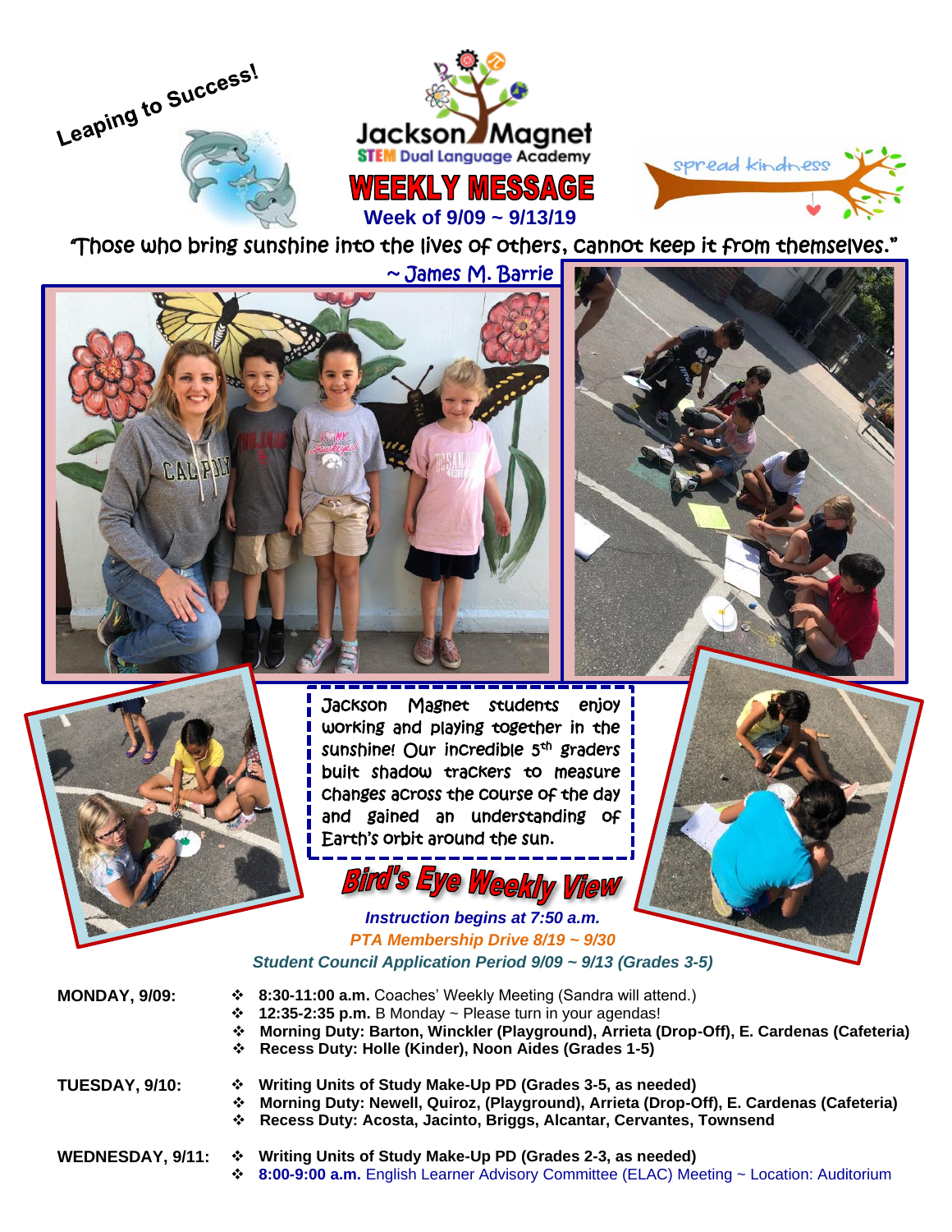Leaping to Success!

# Jackson Magnet
STEM Dual Language Academy

spread kindness

# WEEKLY MESSAGE

## Week of 9/09 ~ 9/13/19

"Those who bring sunshine into the lives of others, cannot keep it from themselves."

~ James M. Barrie

Jackson Magnet students enjoy working and playing together in the sunshine! Our incredible 5th graders built shadow trackers to measure changes across the course of the day and gained an understanding of Earth's orbit around the sun.

## Bird's Eye Weekly View

***Instruction begins at 7:50 a.m.***

***PTA Membership Drive 8/19 ~ 9/30***

***Student Council Application Period 9/09 ~ 9/13 (Grades 3-5)***

**MONDAY, 9/09:**

- **8:30-11:00 a.m.** Coaches' Weekly Meeting (Sandra will attend.)
- **12:35-2:35 p.m.** B Monday ~ Please turn in your agendas!
- **Morning Duty: Barton, Winckler (Playground), Arrieta (Drop-Off), E. Cardenas (Cafeteria)**
- **Recess Duty: Holle (Kinder), Noon Aides (Grades 1-5)**

**TUESDAY, 9/10:**

- **Writing Units of Study Make-Up PD (Grades 3-5, as needed)**
- **Morning Duty: Newell, Quiroz, (Playground), Arrieta (Drop-Off), E. Cardenas (Cafeteria)**
- **Recess Duty: Acosta, Jacinto, Briggs, Alcantar, Cervantes, Townsend**

**WEDNESDAY, 9/11:**

- **Writing Units of Study Make-Up PD (Grades 2-3, as needed)**
- **8:00-9:00 a.m.** English Learner Advisory Committee (ELAC) Meeting ~ Location: Auditorium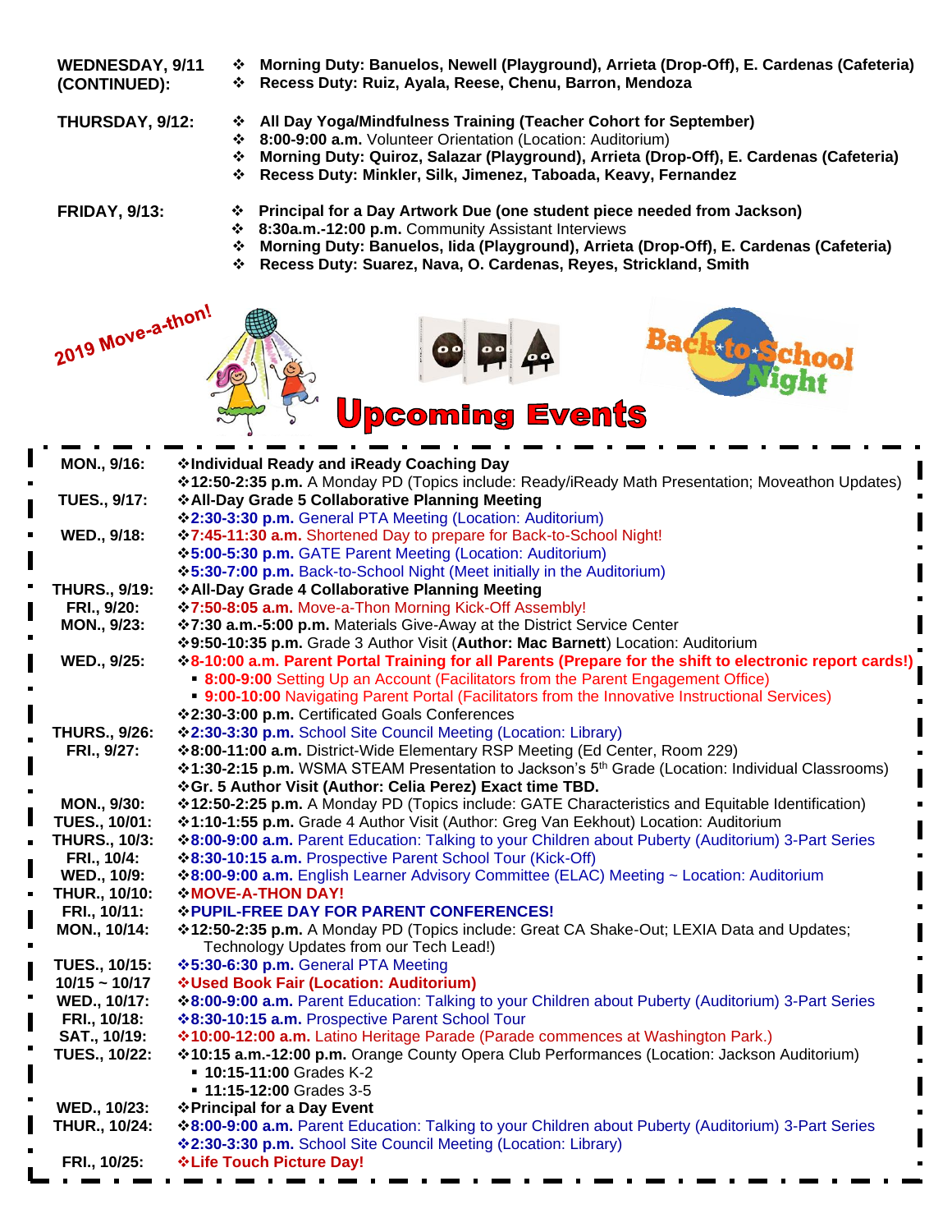**WEDNESDAY, 9/11 (CONTINUED):**

- **Morning Duty: Banuelos, Newell (Playground), Arrieta (Drop-Off), E. Cardenas (Cafeteria)**
- **Recess Duty: Ruiz, Ayala, Reese, Chenu, Barron, Mendoza**

**THURSDAY, 9/12:**

- **All Day Yoga/Mindfulness Training (Teacher Cohort for September)**
- **8:00-9:00 a.m.** Volunteer Orientation (Location: Auditorium)
- **Morning Duty: Quiroz, Salazar (Playground), Arrieta (Drop-Off), E. Cardenas (Cafeteria)**
- **Recess Duty: Minkler, Silk, Jimenez, Taboada, Keavy, Fernandez**

**FRIDAY, 9/13:**

- **Principal for a Day Artwork Due (one student piece needed from Jackson)**
- **8:30a.m.-12:00 p.m.** Community Assistant Interviews
- **Morning Duty: Banuelos, Iida (Playground), Arrieta (Drop-Off), E. Cardenas (Cafeteria)**
- **Recess Duty: Suarez, Nava, O. Cardenas, Reyes, Strickland, Smith**

2019 Move-a-thon!

Back to School Night

# Upcoming Events

| | |
|---|---|
| **MON., 9/16:** | ❖**Individual Ready and iReady Coaching Day** |
| | ❖**12:50-2:35 p.m.** A Monday PD (Topics include: Ready/iReady Math Presentation; Moveathon Updates) |
| **TUES., 9/17:** | ❖**All-Day Grade 5 Collaborative Planning Meeting** |
| | ❖**2:30-3:30 p.m.** General PTA Meeting (Location: Auditorium) |
| **WED., 9/18:** | ❖**7:45-11:30 a.m.** Shortened Day to prepare for Back-to-School Night! |
| | ❖**5:00-5:30 p.m.** GATE Parent Meeting (Location: Auditorium) |
| | ❖**5:30-7:00 p.m.** Back-to-School Night (Meet initially in the Auditorium) |
| **THURS., 9/19:** | ❖**All-Day Grade 4 Collaborative Planning Meeting** |
| **FRI., 9/20:** | ❖**7:50-8:05 a.m.** Move-a-Thon Morning Kick-Off Assembly! |
| **MON., 9/23:** | ❖**7:30 a.m.-5:00 p.m.** Materials Give-Away at the District Service Center |
| | ❖**9:50-10:35 p.m.** Grade 3 Author Visit (**Author: Mac Barnett**) Location: Auditorium |
| **WED., 9/25:** | ❖**8-10:00 a.m. Parent Portal Training for all Parents (Prepare for the shift to electronic report cards!)** |
| | ▪ **8:00-9:00** Setting Up an Account (Facilitators from the Parent Engagement Office) |
| | ▪ **9:00-10:00** Navigating Parent Portal (Facilitators from the Innovative Instructional Services) |
| | ❖**2:30-3:00 p.m.** Certificated Goals Conferences |
| **THURS., 9/26:** | ❖**2:30-3:30 p.m.** School Site Council Meeting (Location: Library) |
| **FRI., 9/27:** | ❖**8:00-11:00 a.m.** District-Wide Elementary RSP Meeting (Ed Center, Room 229) |
| | ❖**1:30-2:15 p.m.** WSMA STEAM Presentation to Jackson's 5th Grade (Location: Individual Classrooms) |
| | ❖**Gr. 5 Author Visit (Author: Celia Perez) Exact time TBD.** |
| **MON., 9/30:** | ❖**12:50-2:25 p.m.** A Monday PD (Topics include: GATE Characteristics and Equitable Identification) |
| **TUES., 10/01:** | ❖**1:10-1:55 p.m.** Grade 4 Author Visit (Author: Greg Van Eekhout) Location: Auditorium |
| **THURS., 10/3:** | ❖**8:00-9:00 a.m.** Parent Education: Talking to your Children about Puberty (Auditorium) 3-Part Series |
| **FRI., 10/4:** | ❖**8:30-10:15 a.m.** Prospective Parent School Tour (Kick-Off) |
| **WED., 10/9:** | ❖**8:00-9:00 a.m.** English Learner Advisory Committee (ELAC) Meeting ~ Location: Auditorium |
| **THUR., 10/10:** | ❖**MOVE-A-THON DAY!** |
| **FRI., 10/11:** | ❖**PUPIL-FREE DAY FOR PARENT CONFERENCES!** |
| **MON., 10/14:** | ❖**12:50-2:35 p.m.** A Monday PD (Topics include: Great CA Shake-Out; LEXIA Data and Updates; Technology Updates from our Tech Lead!) |
| **TUES., 10/15:** | ❖**5:30-6:30 p.m.** General PTA Meeting |
| **10/15 ~ 10/17** | ❖**Used Book Fair (Location: Auditorium)** |
| **WED., 10/17:** | ❖**8:00-9:00 a.m.** Parent Education: Talking to your Children about Puberty (Auditorium) 3-Part Series |
| **FRI., 10/18:** | ❖**8:30-10:15 a.m.** Prospective Parent School Tour |
| **SAT., 10/19:** | ❖**10:00-12:00 a.m.** Latino Heritage Parade (Parade commences at Washington Park.) |
| **TUES., 10/22:** | ❖**10:15 a.m.-12:00 p.m.** Orange County Opera Club Performances (Location: Jackson Auditorium) |
| | ▪ **10:15-11:00** Grades K-2 |
| | ▪ **11:15-12:00** Grades 3-5 |
| **WED., 10/23:** | ❖**Principal for a Day Event** |
| **THUR., 10/24:** | ❖**8:00-9:00 a.m.** Parent Education: Talking to your Children about Puberty (Auditorium) 3-Part Series |
| | ❖**2:30-3:30 p.m.** School Site Council Meeting (Location: Library) |
| **FRI., 10/25:** | ❖**Life Touch Picture Day!** |